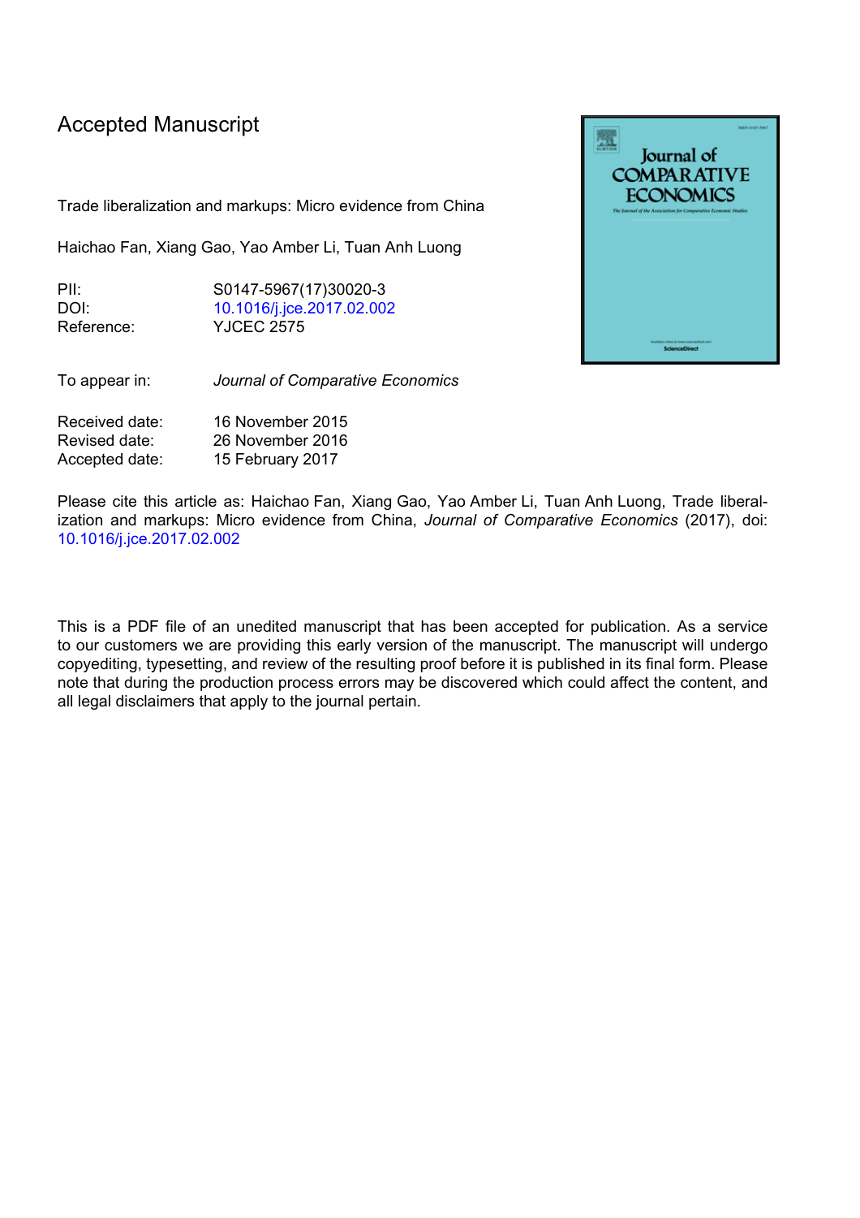# Accepted Manuscript

Trade liberalization and markups: Micro evidence from China

Haichao Fan, Xiang Gao, Yao Amber Li, Tuan Anh Luong

| | |
|---|---|
| PII: | S0147-5967(17)30020-3 |
| DOI: | 10.1016/j.jce.2017.02.002 |
| Reference: | YJCEC 2575 |

| | |
|---|---|
| To appear in: | *Journal of Comparative Economics* |

| | |
|---|---|
| Received date: | 16 November 2015 |
| Revised date: | 26 November 2016 |
| Accepted date: | 15 February 2017 |

Please cite this article as: Haichao Fan, Xiang Gao, Yao Amber Li, Tuan Anh Luong, Trade liberalization and markups: Micro evidence from China, *Journal of Comparative Economics* (2017), doi: 10.1016/j.jce.2017.02.002

This is a PDF file of an unedited manuscript that has been accepted for publication. As a service to our customers we are providing this early version of the manuscript. The manuscript will undergo copyediting, typesetting, and review of the resulting proof before it is published in its final form. Please note that during the production process errors may be discovered which could affect the content, and all legal disclaimers that apply to the journal pertain.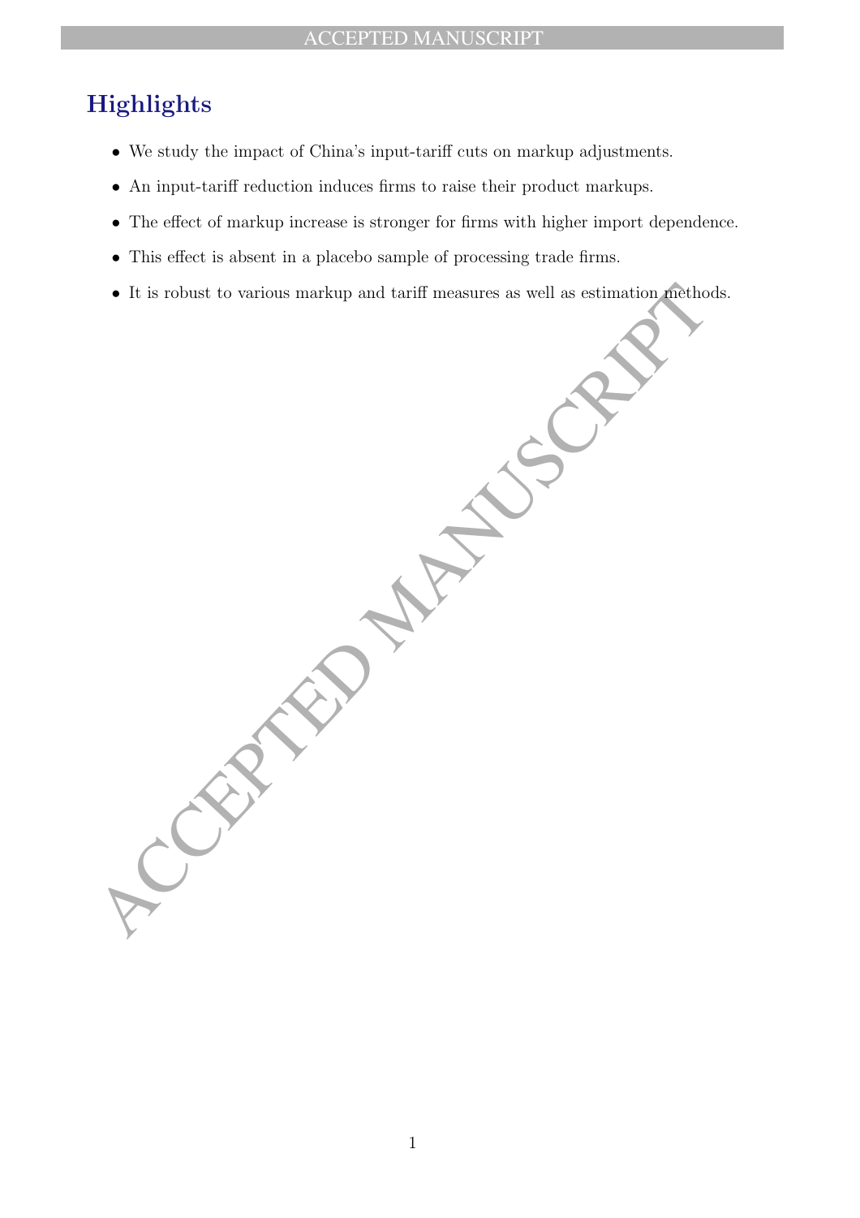# Highlights

- We study the impact of China's input-tariff cuts on markup adjustments.
- An input-tariff reduction induces firms to raise their product markups.
- The effect of markup increase is stronger for firms with higher import dependence.
- This effect is absent in a placebo sample of processing trade firms.
- It is robust to various markup and tariff measures as well as estimation methods.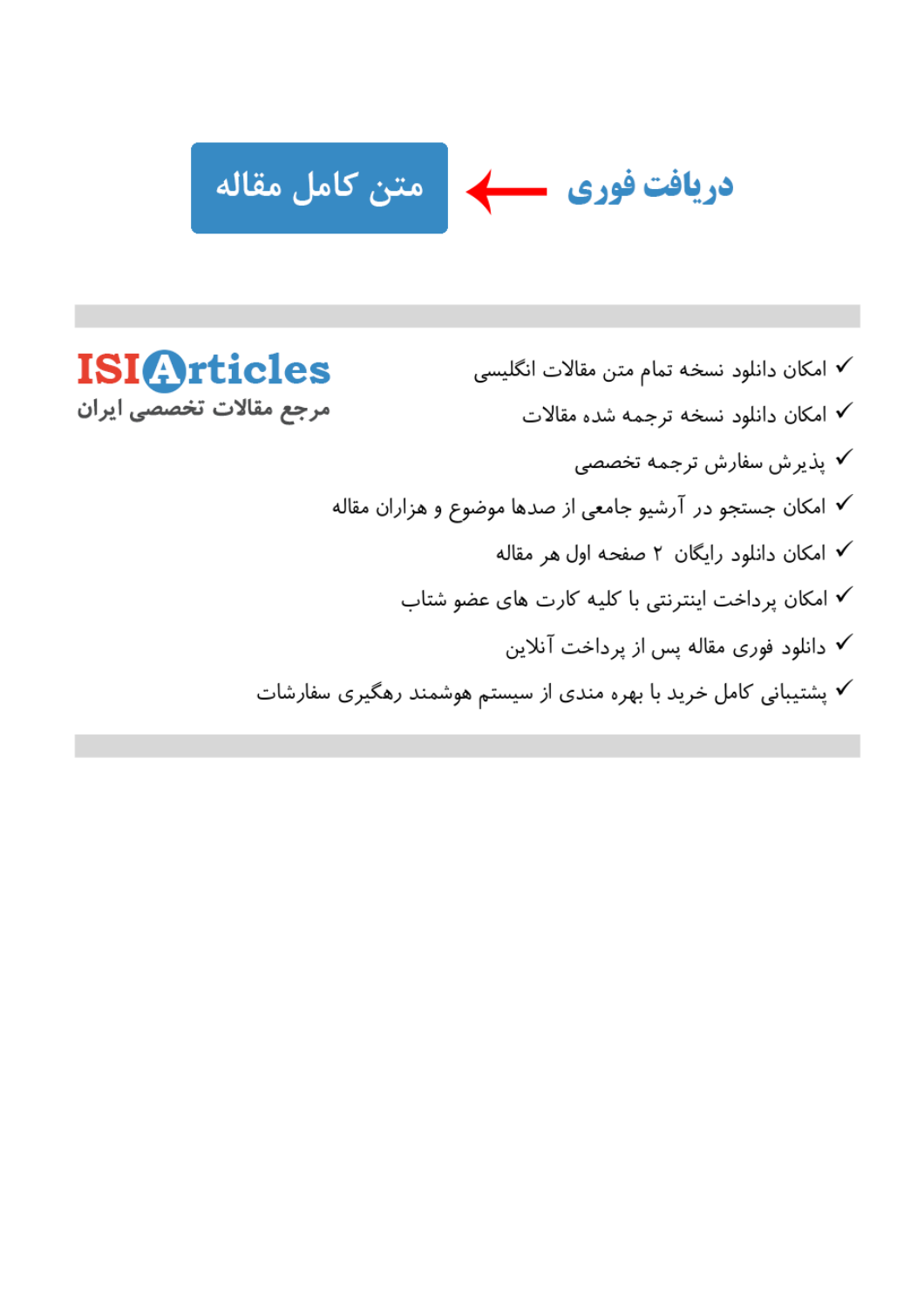دریافت فوری ← متن کامل مقاله

**ISIArticles**
مرجع مقالات تخصصی ایران

- ✓ امکان دانلود نسخه تمام متن مقالات انگلیسی
- ✓ امکان دانلود نسخه ترجمه شده مقالات
- ✓ پذیرش سفارش ترجمه تخصصی
- ✓ امکان جستجو در آرشیو جامعی از صدها موضوع و هزاران مقاله
- ✓ امکان دانلود رایگان ۲ صفحه اول هر مقاله
- ✓ امکان پرداخت اینترنتی با کلیه کارت های عضو شتاب
- ✓ دانلود فوری مقاله پس از پرداخت آنلاین
- ✓ پشتیبانی کامل خرید با بهره مندی از سیستم هوشمند رهگیری سفارشات